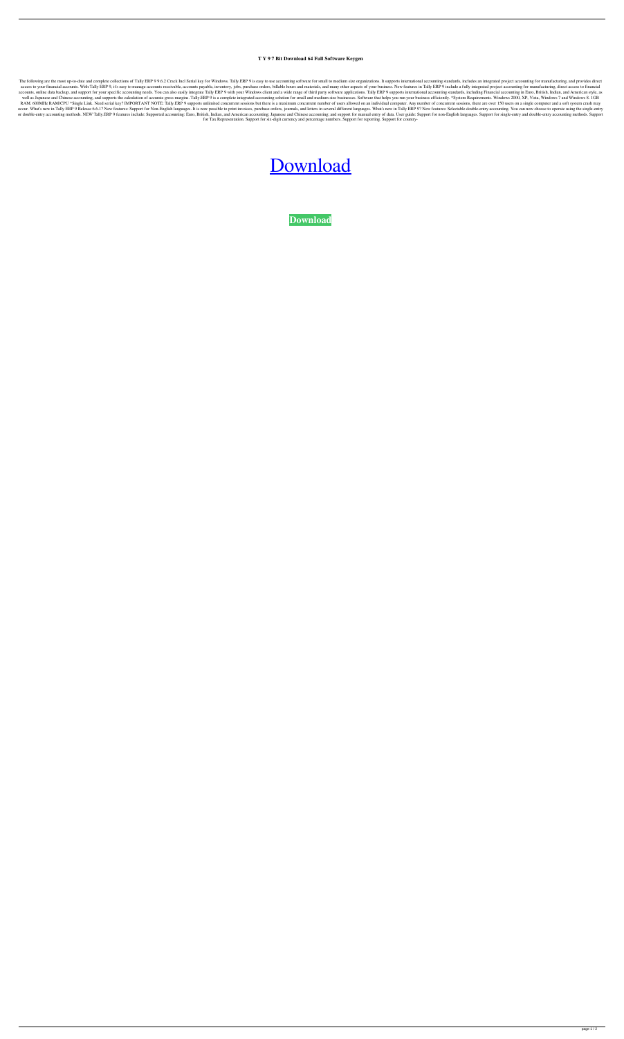# T Y 9 7 Bit Download 64 Full Software Keygen

The following are the most up-to-date and complete collections of Tally ERP 9 9.6.2 Crack Incl Serial key for Windows. Tally.ERP 9 is easy to use accounting software for small to medium size organizations. It supports international accounting standards, includes an integrated project accounting for manufacturing, and provides direct access to your financial accounts. With Tally ERP 9, it's easy to manage accounts receivable, accounts payable, inventory, jobs, purchase orders, billable hours and materials, and many other aspects of your business. New features in Tally ERP 9 include a fully integrated project accounting for manufacturing, direct access to financial accounts, online data backup, and support for your specific accounting needs. You can also easily integrate Tally ERP 9 with your Windows client and a wide range of third party software applications. Tally ERP 9 supports international accounting standards, including Financial accounting in Euro, British, Indian, and American style, as well as Japanese and Chinese accounting, and supports the calculation of accurate gross margins. Tally ERP 9 is a complete integrated accounting solution for small and medium size businesses. Software that helps you run your business efficiently. *System Requirements. Windows 2000, XP, Vista, Windows 7 and Windows 8. 1GB RAM. 600MHz RAM/CPU *Single Link. Need serial key? IMPORTANT NOTE: Tally.ERP 9 supports unlimited concurrent sessions but there is a maximum concurrent number of users allowed on an individual computer. Any number of concurrent sessions, there are over 150 users on a single computer and a soft system crash may occur. What's new in Tally ERP 9 Release 6.6.1? New features: Support for Non-English languages. It is now possible to print invoices, purchase orders, journals, and letters in several different languages. What's new in Tally ERP 9? New features: Selectable double-entry accounting. You can now choose to operate using the single-entry or double-entry accounting methods. NEW Tally.ERP 9 features include: Supported accounting: Euro, British, Indian, and American accounting; Japanese and Chinese accounting; and support for manual entry of data. User guide: Support for non-English languages. Support for single-entry and double-entry accounting methods. Support for Tax Representation. Support for six-digit currency and percentage numbers. Support for reporting. Support for country-

Download

**Download**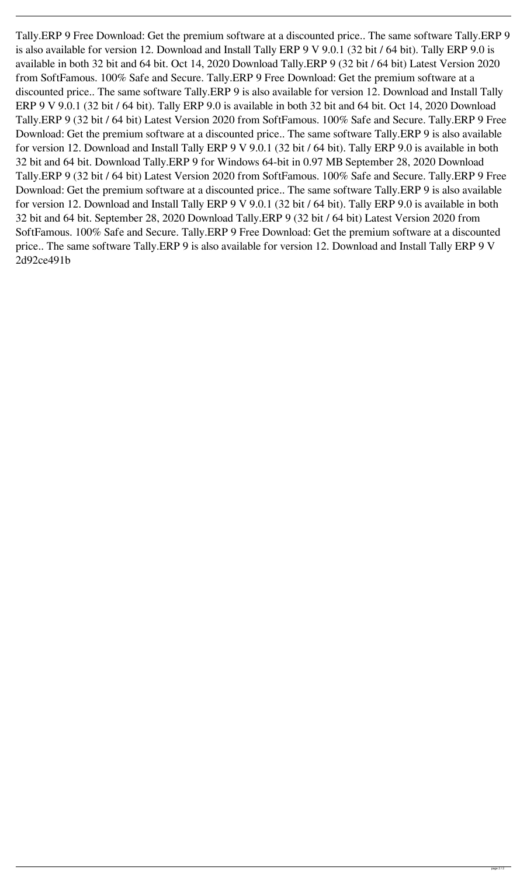Tally.ERP 9 Free Download: Get the premium software at a discounted price.. The same software Tally.ERP 9 is also available for version 12. Download and Install Tally ERP 9 V 9.0.1 (32 bit / 64 bit). Tally ERP 9.0 is available in both 32 bit and 64 bit. Oct 14, 2020 Download Tally.ERP 9 (32 bit / 64 bit) Latest Version 2020 from SoftFamous. 100% Safe and Secure. Tally.ERP 9 Free Download: Get the premium software at a discounted price.. The same software Tally.ERP 9 is also available for version 12. Download and Install Tally ERP 9 V 9.0.1 (32 bit / 64 bit). Tally ERP 9.0 is available in both 32 bit and 64 bit. Oct 14, 2020 Download Tally.ERP 9 (32 bit / 64 bit) Latest Version 2020 from SoftFamous. 100% Safe and Secure. Tally.ERP 9 Free Download: Get the premium software at a discounted price.. The same software Tally.ERP 9 is also available for version 12. Download and Install Tally ERP 9 V 9.0.1 (32 bit / 64 bit). Tally ERP 9.0 is available in both 32 bit and 64 bit. Download Tally.ERP 9 for Windows 64-bit in 0.97 MB September 28, 2020 Download Tally.ERP 9 (32 bit / 64 bit) Latest Version 2020 from SoftFamous. 100% Safe and Secure. Tally.ERP 9 Free Download: Get the premium software at a discounted price.. The same software Tally.ERP 9 is also available for version 12. Download and Install Tally ERP 9 V 9.0.1 (32 bit / 64 bit). Tally ERP 9.0 is available in both 32 bit and 64 bit. September 28, 2020 Download Tally.ERP 9 (32 bit / 64 bit) Latest Version 2020 from SoftFamous. 100% Safe and Secure. Tally.ERP 9 Free Download: Get the premium software at a discounted price.. The same software Tally.ERP 9 is also available for version 12. Download and Install Tally ERP 9 V 2d92ce491b